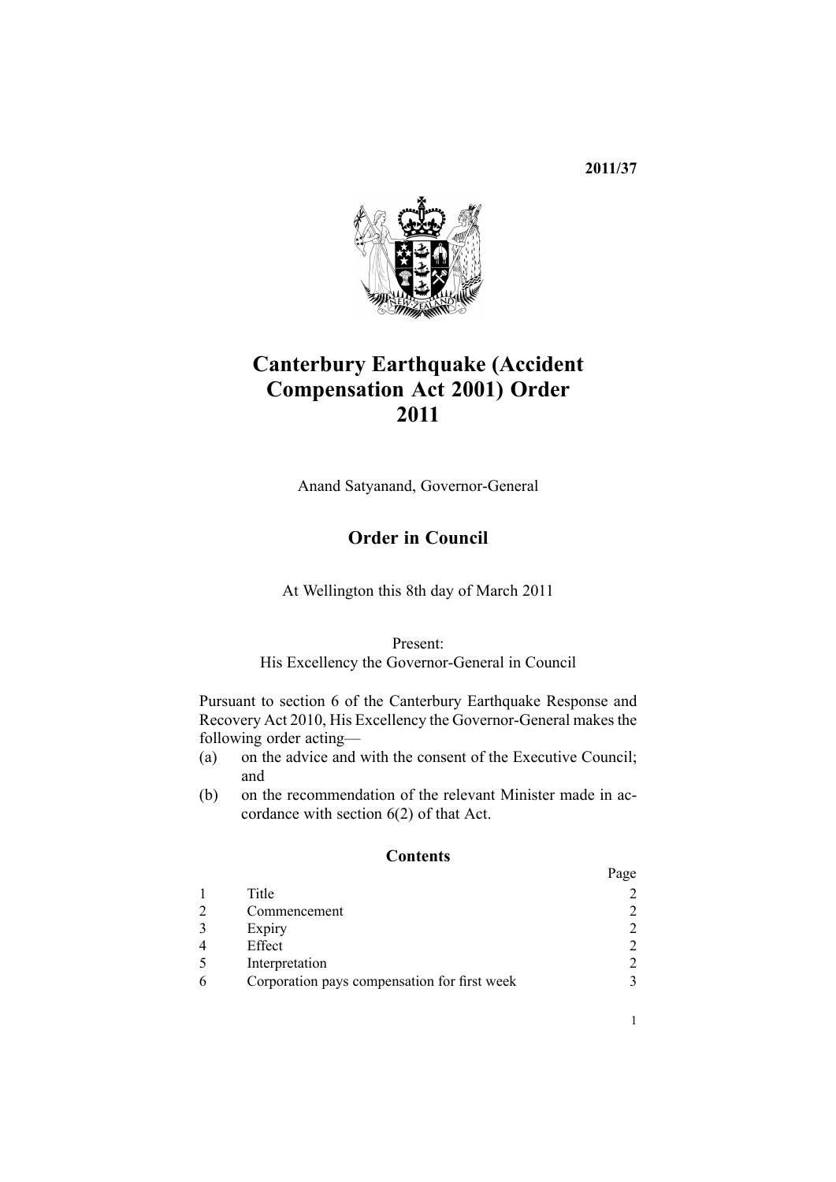2011/37

# Canterbury Earthquake (Accident Compensation Act 2001) Order 2011

Anand Satyanand, Governor-General

## Order in Council

At Wellington this 8th day of March 2011

Present:
His Excellency the Governor-General in Council

Pursuant to section 6 of the Canterbury Earthquake Response and Recovery Act 2010, His Excellency the Governor-General makes the following order acting—

(a) on the advice and with the consent of the Executive Council; and
(b) on the recommendation of the relevant Minister made in accordance with section 6(2) of that Act.

### Contents

| | | Page |
|---|---|---|
| 1 | Title | 2 |
| 2 | Commencement | 2 |
| 3 | Expiry | 2 |
| 4 | Effect | 2 |
| 5 | Interpretation | 2 |
| 6 | Corporation pays compensation for first week | 3 |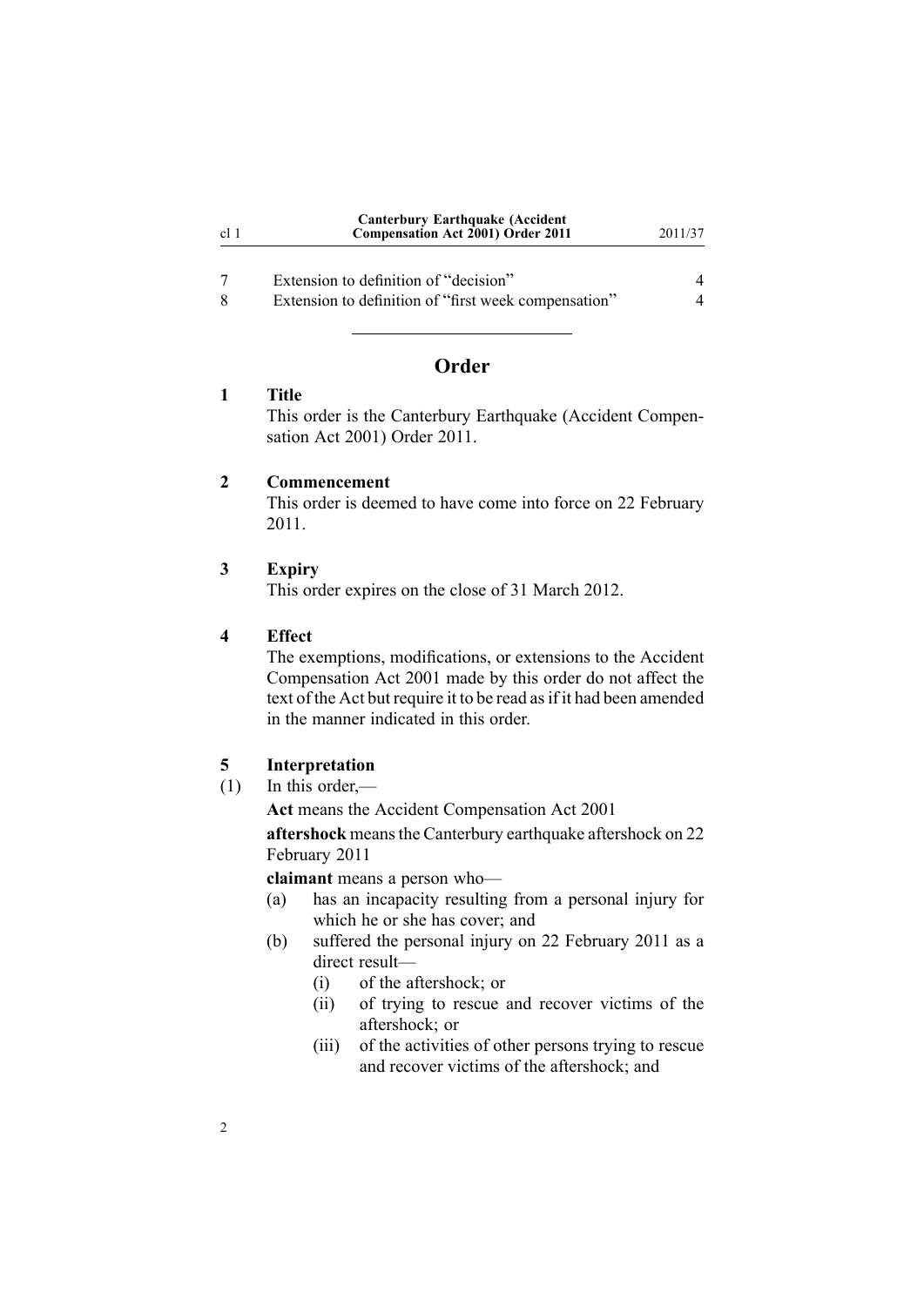| | | |
|---|---|---|
| 7 | Extension to definition of "decision" | 4 |
| 8 | Extension to definition of "first week compensation" | 4 |

---

## Order

### 1 Title

This order is the Canterbury Earthquake (Accident Compensation Act 2001) Order 2011.

### 2 Commencement

This order is deemed to have come into force on 22 February 2011.

### 3 Expiry

This order expires on the close of 31 March 2012.

### 4 Effect

The exemptions, modifications, or extensions to the Accident Compensation Act 2001 made by this order do not affect the text of the Act but require it to be read as if it had been amended in the manner indicated in this order.

### 5 Interpretation

(1) In this order,—

**Act** means the Accident Compensation Act 2001

**aftershock** means the Canterbury earthquake aftershock on 22 February 2011

**claimant** means a person who—

- (a) has an incapacity resulting from a personal injury for which he or she has cover; and
- (b) suffered the personal injury on 22 February 2011 as a direct result—
  - (i) of the aftershock; or
  - (ii) of trying to rescue and recover victims of the aftershock; or
  - (iii) of the activities of other persons trying to rescue and recover victims of the aftershock; and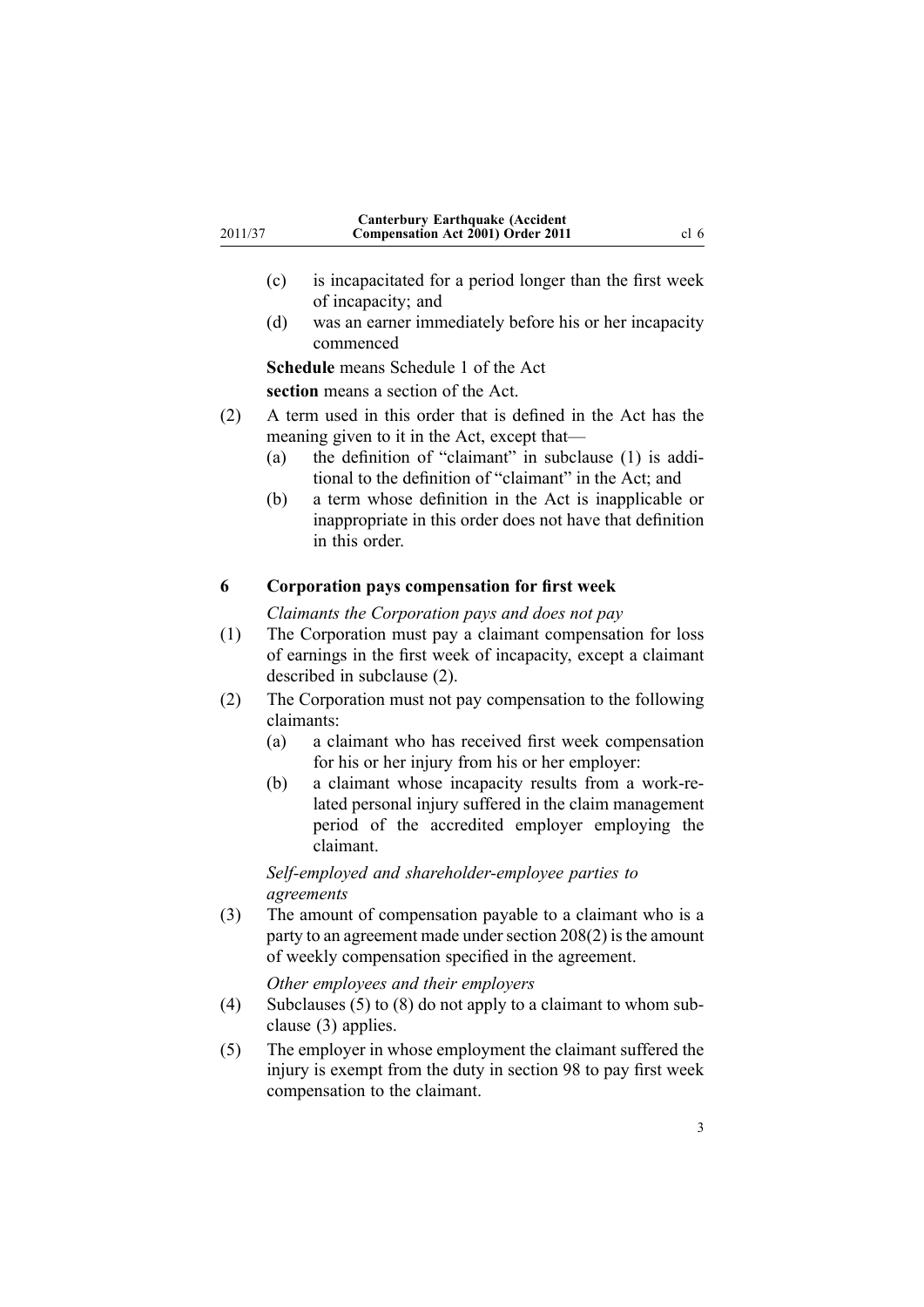(c) is incapacitated for a period longer than the first week of incapacity; and

(d) was an earner immediately before his or her incapacity commenced

**Schedule** means Schedule 1 of the Act

**section** means a section of the Act.

(2) A term used in this order that is defined in the Act has the meaning given to it in the Act, except that—

(a) the definition of "claimant" in subclause (1) is additional to the definition of "claimant" in the Act; and

(b) a term whose definition in the Act is inapplicable or inappropriate in this order does not have that definition in this order.

### 6 Corporation pays compensation for first week

*Claimants the Corporation pays and does not pay*

(1) The Corporation must pay a claimant compensation for loss of earnings in the first week of incapacity, except a claimant described in subclause (2).

(2) The Corporation must not pay compensation to the following claimants:

(a) a claimant who has received first week compensation for his or her injury from his or her employer:

(b) a claimant whose incapacity results from a work-related personal injury suffered in the claim management period of the accredited employer employing the claimant.

*Self-employed and shareholder-employee parties to agreements*

(3) The amount of compensation payable to a claimant who is a party to an agreement made under section 208(2) is the amount of weekly compensation specified in the agreement.

*Other employees and their employers*

(4) Subclauses (5) to (8) do not apply to a claimant to whom subclause (3) applies.

(5) The employer in whose employment the claimant suffered the injury is exempt from the duty in section 98 to pay first week compensation to the claimant.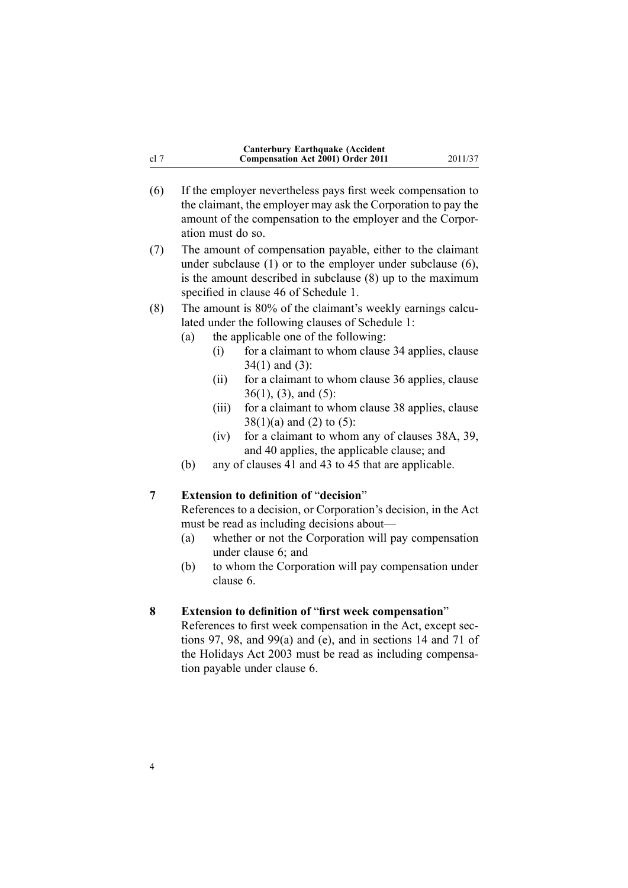(6) If the employer nevertheless pays first week compensation to the claimant, the employer may ask the Corporation to pay the amount of the compensation to the employer and the Corporation must do so.

(7) The amount of compensation payable, either to the claimant under subclause (1) or to the employer under subclause (6), is the amount described in subclause (8) up to the maximum specified in clause 46 of Schedule 1.

(8) The amount is 80% of the claimant's weekly earnings calculated under the following clauses of Schedule 1:

- (a) the applicable one of the following:
  - (i) for a claimant to whom clause 34 applies, clause 34(1) and (3):
  - (ii) for a claimant to whom clause 36 applies, clause 36(1), (3), and (5):
  - (iii) for a claimant to whom clause 38 applies, clause 38(1)(a) and (2) to (5):
  - (iv) for a claimant to whom any of clauses 38A, 39, and 40 applies, the applicable clause; and
- (b) any of clauses 41 and 43 to 45 that are applicable.

### 7 Extension to definition of "decision"

References to a decision, or Corporation's decision, in the Act must be read as including decisions about—

- (a) whether or not the Corporation will pay compensation under clause 6; and
- (b) to whom the Corporation will pay compensation under clause 6.

### 8 Extension to definition of "first week compensation"

References to first week compensation in the Act, except sections 97, 98, and 99(a) and (e), and in sections 14 and 71 of the Holidays Act 2003 must be read as including compensation payable under clause 6.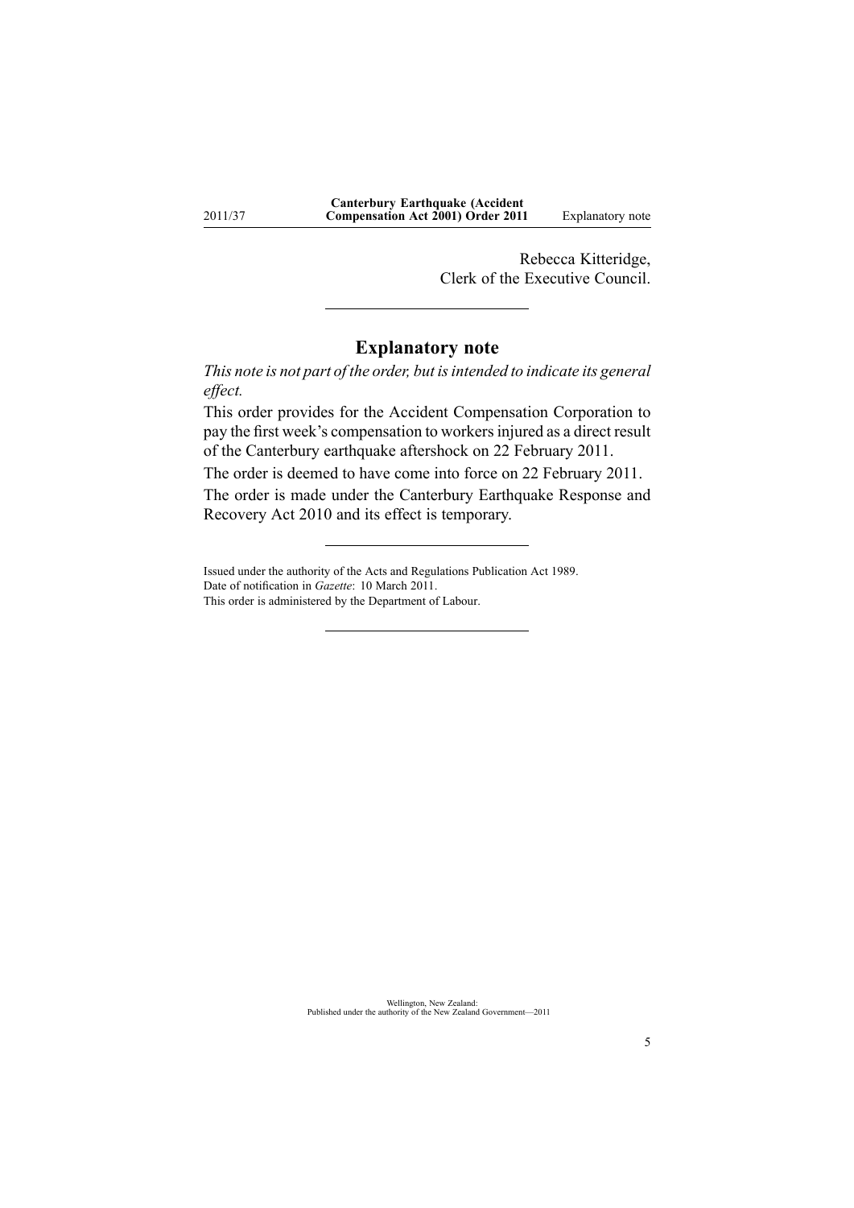Rebecca Kitteridge,
Clerk of the Executive Council.

## Explanatory note

*This note is not part of the order, but is intended to indicate its general effect.*

This order provides for the Accident Compensation Corporation to pay the first week's compensation to workers injured as a direct result of the Canterbury earthquake aftershock on 22 February 2011.

The order is deemed to have come into force on 22 February 2011.

The order is made under the Canterbury Earthquake Response and Recovery Act 2010 and its effect is temporary.

Issued under the authority of the Acts and Regulations Publication Act 1989.
Date of notification in *Gazette*: 10 March 2011.
This order is administered by the Department of Labour.

Wellington, New Zealand:
Published under the authority of the New Zealand Government—2011